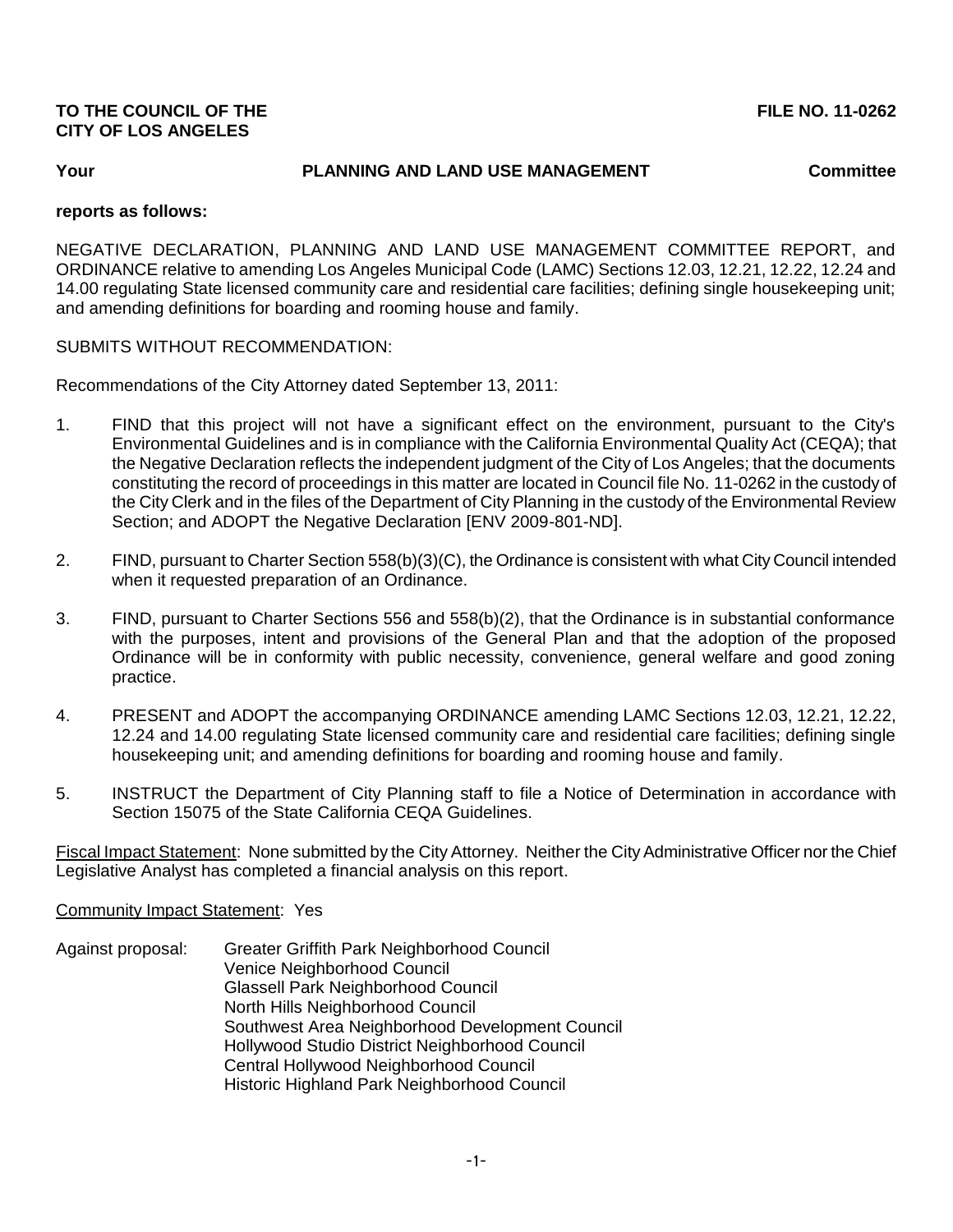**TO THE COUNCIL OF THE CITY OF LOS ANGELES** **FILE NO. 11-0262**

**Your PLANNING AND LAND USE MANAGEMENT Committee**

**reports as follows:**

NEGATIVE DECLARATION, PLANNING AND LAND USE MANAGEMENT COMMITTEE REPORT, and ORDINANCE relative to amending Los Angeles Municipal Code (LAMC) Sections 12.03, 12.21, 12.22, 12.24 and 14.00 regulating State licensed community care and residential care facilities; defining single housekeeping unit; and amending definitions for boarding and rooming house and family.

SUBMITS WITHOUT RECOMMENDATION:

Recommendations of the City Attorney dated September 13, 2011:

1. FIND that this project will not have a significant effect on the environment, pursuant to the City's Environmental Guidelines and is in compliance with the California Environmental Quality Act (CEQA); that the Negative Declaration reflects the independent judgment of the City of Los Angeles; that the documents constituting the record of proceedings in this matter are located in Council file No. 11-0262 in the custody of the City Clerk and in the files of the Department of City Planning in the custody of the Environmental Review Section; and ADOPT the Negative Declaration [ENV 2009-801-ND].

2. FIND, pursuant to Charter Section 558(b)(3)(C), the Ordinance is consistent with what City Council intended when it requested preparation of an Ordinance.

3. FIND, pursuant to Charter Sections 556 and 558(b)(2), that the Ordinance is in substantial conformance with the purposes, intent and provisions of the General Plan and that the adoption of the proposed Ordinance will be in conformity with public necessity, convenience, general welfare and good zoning practice.

4. PRESENT and ADOPT the accompanying ORDINANCE amending LAMC Sections 12.03, 12.21, 12.22, 12.24 and 14.00 regulating State licensed community care and residential care facilities; defining single housekeeping unit; and amending definitions for boarding and rooming house and family.

5. INSTRUCT the Department of City Planning staff to file a Notice of Determination in accordance with Section 15075 of the State California CEQA Guidelines.

Fiscal Impact Statement: None submitted by the City Attorney. Neither the City Administrative Officer nor the Chief Legislative Analyst has completed a financial analysis on this report.

Community Impact Statement: Yes

Against proposal:
- Greater Griffith Park Neighborhood Council
- Venice Neighborhood Council
- Glassell Park Neighborhood Council
- North Hills Neighborhood Council
- Southwest Area Neighborhood Development Council
- Hollywood Studio District Neighborhood Council
- Central Hollywood Neighborhood Council
- Historic Highland Park Neighborhood Council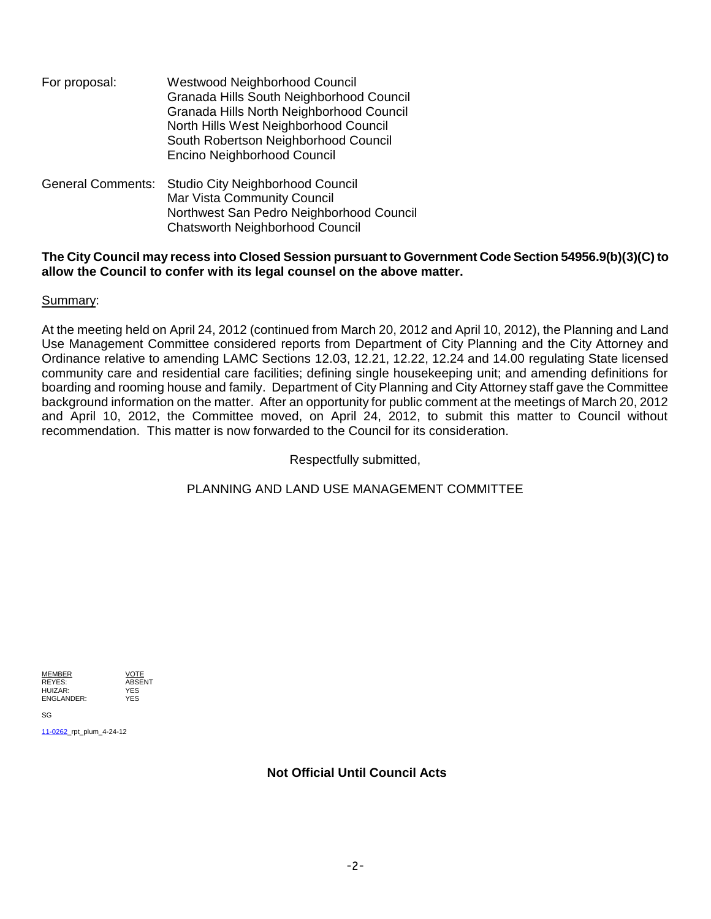For proposal: Westwood Neighborhood Council
Granada Hills South Neighborhood Council
Granada Hills North Neighborhood Council
North Hills West Neighborhood Council
South Robertson Neighborhood Council
Encino Neighborhood Council

General Comments: Studio City Neighborhood Council
Mar Vista Community Council
Northwest San Pedro Neighborhood Council
Chatsworth Neighborhood Council

**The City Council may recess into Closed Session pursuant to Government Code Section 54956.9(b)(3)(C) to allow the Council to confer with its legal counsel on the above matter.**

Summary:

At the meeting held on April 24, 2012 (continued from March 20, 2012 and April 10, 2012), the Planning and Land Use Management Committee considered reports from Department of City Planning and the City Attorney and Ordinance relative to amending LAMC Sections 12.03, 12.21, 12.22, 12.24 and 14.00 regulating State licensed community care and residential care facilities; defining single housekeeping unit; and amending definitions for boarding and rooming house and family. Department of City Planning and City Attorney staff gave the Committee background information on the matter. After an opportunity for public comment at the meetings of March 20, 2012 and April 10, 2012, the Committee moved, on April 24, 2012, to submit this matter to Council without recommendation. This matter is now forwarded to the Council for its consideration.

Respectfully submitted,

PLANNING AND LAND USE MANAGEMENT COMMITTEE

| MEMBER | VOTE |
|---|---|
| REYES: | ABSENT |
| HUIZAR: | YES |
| ENGLANDER: | YES |

SG

11-0262_rpt_plum_4-24-12

**Not Official Until Council Acts**